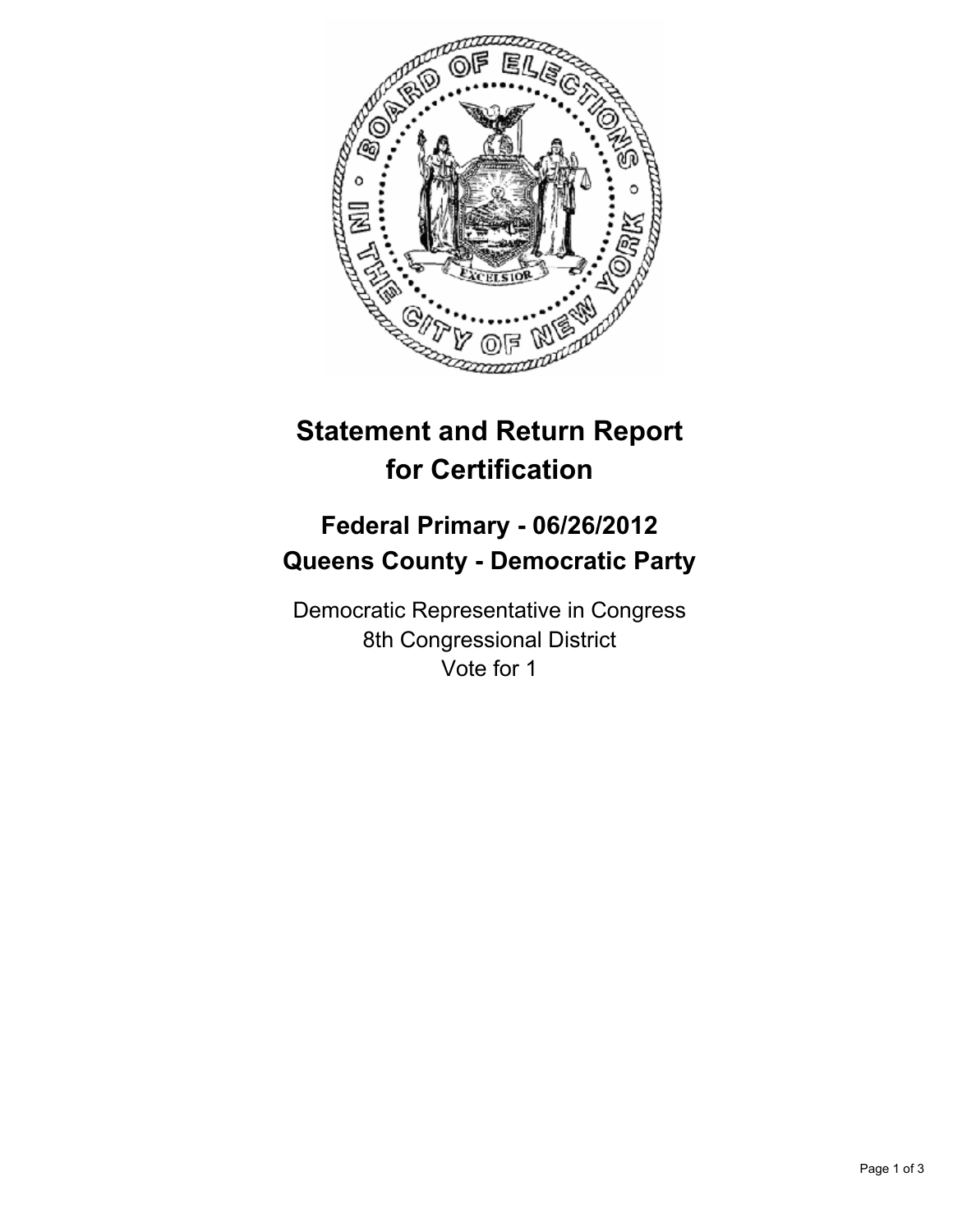# Statement and Return Report for Certification

## Federal Primary - 06/26/2012
## Queens County - Democratic Party

Democratic Representative in Congress
8th Congressional District
Vote for 1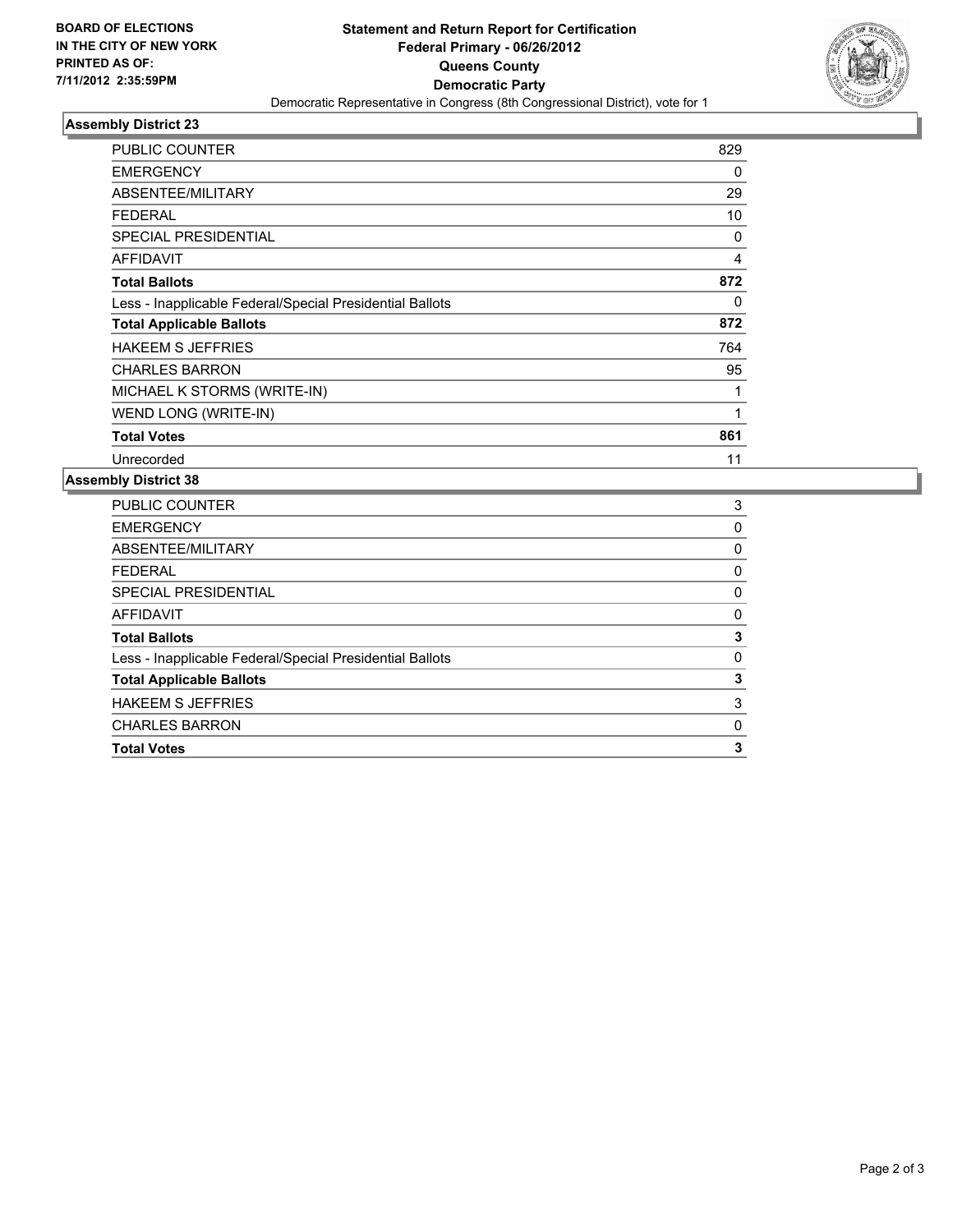**BOARD OF ELECTIONS IN THE CITY OF NEW YORK PRINTED AS OF: 7/11/2012 2:35:59PM**

# Statement and Return Report for Certification
## Federal Primary - 06/26/2012
## Queens County
## Democratic Party
Democratic Representative in Congress (8th Congressional District), vote for 1

### Assembly District 23

| | |
|---|---|
| PUBLIC COUNTER | 829 |
| EMERGENCY | 0 |
| ABSENTEE/MILITARY | 29 |
| FEDERAL | 10 |
| SPECIAL PRESIDENTIAL | 0 |
| AFFIDAVIT | 4 |
| **Total Ballots** | **872** |
| Less - Inapplicable Federal/Special Presidential Ballots | 0 |
| **Total Applicable Ballots** | **872** |
| HAKEEM S JEFFRIES | 764 |
| CHARLES BARRON | 95 |
| MICHAEL K STORMS (WRITE-IN) | 1 |
| WEND LONG (WRITE-IN) | 1 |
| **Total Votes** | **861** |
| Unrecorded | 11 |

### Assembly District 38

| | |
|---|---|
| PUBLIC COUNTER | 3 |
| EMERGENCY | 0 |
| ABSENTEE/MILITARY | 0 |
| FEDERAL | 0 |
| SPECIAL PRESIDENTIAL | 0 |
| AFFIDAVIT | 0 |
| **Total Ballots** | **3** |
| Less - Inapplicable Federal/Special Presidential Ballots | 0 |
| **Total Applicable Ballots** | **3** |
| HAKEEM S JEFFRIES | 3 |
| CHARLES BARRON | 0 |
| **Total Votes** | **3** |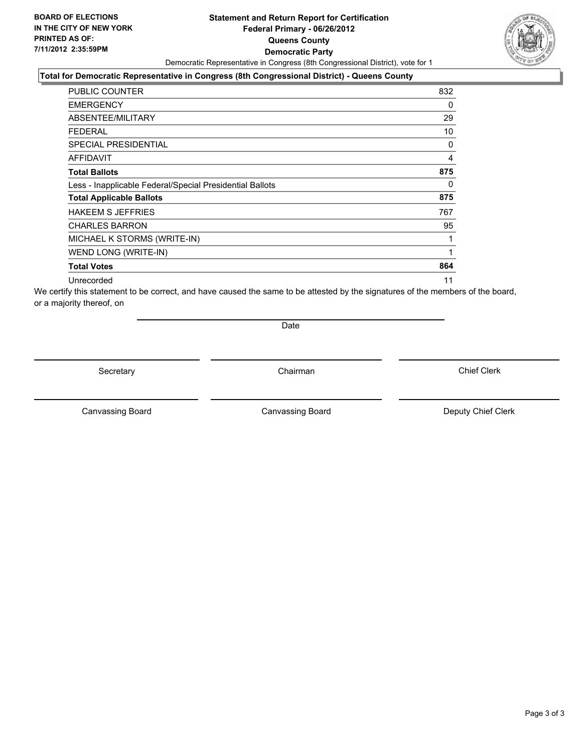**BOARD OF ELECTIONS**
**IN THE CITY OF NEW YORK**
**PRINTED AS OF:**
**7/11/2012 2:35:59PM**

# Statement and Return Report for Certification
## Federal Primary - 06/26/2012
## Queens County
## Democratic Party

Democratic Representative in Congress (8th Congressional District), vote for 1

### Total for Democratic Representative in Congress (8th Congressional District) - Queens County

| | |
|---|---|
| PUBLIC COUNTER | 832 |
| EMERGENCY | 0 |
| ABSENTEE/MILITARY | 29 |
| FEDERAL | 10 |
| SPECIAL PRESIDENTIAL | 0 |
| AFFIDAVIT | 4 |
| **Total Ballots** | **875** |
| Less - Inapplicable Federal/Special Presidential Ballots | 0 |
| **Total Applicable Ballots** | **875** |
| HAKEEM S JEFFRIES | 767 |
| CHARLES BARRON | 95 |
| MICHAEL K STORMS (WRITE-IN) | 1 |
| WEND LONG (WRITE-IN) | 1 |
| **Total Votes** | **864** |
| Unrecorded | 11 |

We certify this statement to be correct, and have caused the same to be attested by the signatures of the members of the board, or a majority thereof, on

Date

Secretary

Chairman

Chief Clerk

Canvassing Board

Canvassing Board

Deputy Chief Clerk